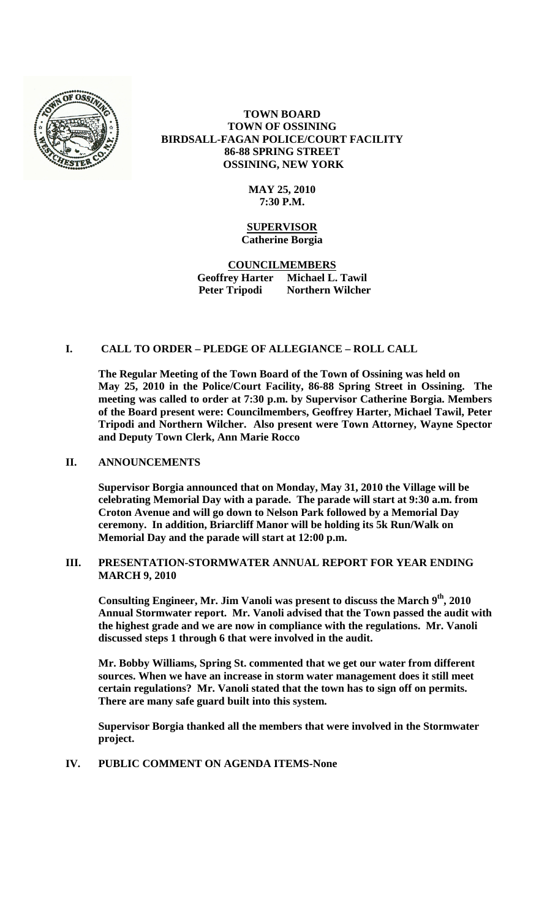**TOWN BOARD**
**TOWN OF OSSINING**
**BIRDSALL-FAGAN POLICE/COURT FACILITY**
**86-88 SPRING STREET**
**OSSINING, NEW YORK**

**MAY 25, 2010**
**7:30 P.M.**

**SUPERVISOR**
**Catherine Borgia**

**COUNCILMEMBERS**
**Geoffrey Harter Michael L. Tawil**
**Peter Tripodi Northern Wilcher**

## I. CALL TO ORDER – PLEDGE OF ALLEGIANCE – ROLL CALL

**The Regular Meeting of the Town Board of the Town of Ossining was held on May 25, 2010 in the Police/Court Facility, 86-88 Spring Street in Ossining. The meeting was called to order at 7:30 p.m. by Supervisor Catherine Borgia. Members of the Board present were: Councilmembers, Geoffrey Harter, Michael Tawil, Peter Tripodi and Northern Wilcher. Also present were Town Attorney, Wayne Spector and Deputy Town Clerk, Ann Marie Rocco**

## II. ANNOUNCEMENTS

**Supervisor Borgia announced that on Monday, May 31, 2010 the Village will be celebrating Memorial Day with a parade. The parade will start at 9:30 a.m. from Croton Avenue and will go down to Nelson Park followed by a Memorial Day ceremony. In addition, Briarcliff Manor will be holding its 5k Run/Walk on Memorial Day and the parade will start at 12:00 p.m.**

## III. PRESENTATION-STORMWATER ANNUAL REPORT FOR YEAR ENDING MARCH 9, 2010

**Consulting Engineer, Mr. Jim Vanoli was present to discuss the March 9th, 2010 Annual Stormwater report. Mr. Vanoli advised that the Town passed the audit with the highest grade and we are now in compliance with the regulations. Mr. Vanoli discussed steps 1 through 6 that were involved in the audit.**

**Mr. Bobby Williams, Spring St. commented that we get our water from different sources. When we have an increase in storm water management does it still meet certain regulations? Mr. Vanoli stated that the town has to sign off on permits. There are many safe guard built into this system.**

**Supervisor Borgia thanked all the members that were involved in the Stormwater project.**

## IV. PUBLIC COMMENT ON AGENDA ITEMS-None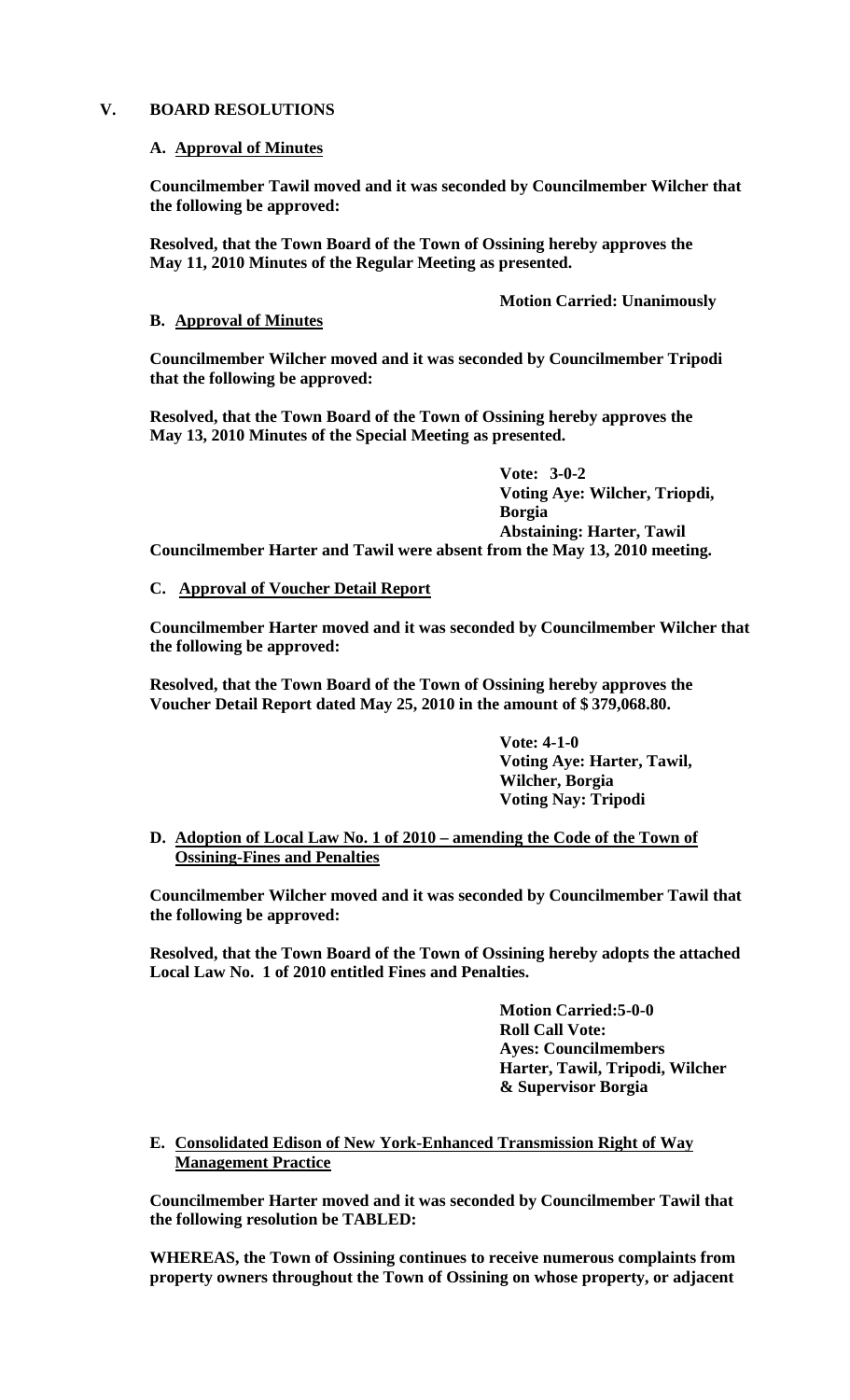## V. BOARD RESOLUTIONS

### A. Approval of Minutes

**Councilmember Tawil moved and it was seconded by Councilmember Wilcher that the following be approved:**

**Resolved, that the Town Board of the Town of Ossining hereby approves the May 11, 2010 Minutes of the Regular Meeting as presented.**

**Motion Carried: Unanimously**

### B. Approval of Minutes

**Councilmember Wilcher moved and it was seconded by Councilmember Tripodi that the following be approved:**

**Resolved, that the Town Board of the Town of Ossining hereby approves the May 13, 2010 Minutes of the Special Meeting as presented.**

**Vote: 3-0-2**
**Voting Aye: Wilcher, Triopdi, Borgia**
**Abstaining: Harter, Tawil**

**Councilmember Harter and Tawil were absent from the May 13, 2010 meeting.**

### C. Approval of Voucher Detail Report

**Councilmember Harter moved and it was seconded by Councilmember Wilcher that the following be approved:**

**Resolved, that the Town Board of the Town of Ossining hereby approves the Voucher Detail Report dated May 25, 2010 in the amount of $ 379,068.80.**

**Vote: 4-1-0**
**Voting Aye: Harter, Tawil, Wilcher, Borgia**
**Voting Nay: Tripodi**

### D. Adoption of Local Law No. 1 of 2010 – amending the Code of the Town of Ossining-Fines and Penalties

**Councilmember Wilcher moved and it was seconded by Councilmember Tawil that the following be approved:**

**Resolved, that the Town Board of the Town of Ossining hereby adopts the attached Local Law No. 1 of 2010 entitled Fines and Penalties.**

**Motion Carried:5-0-0**
**Roll Call Vote:**
**Ayes: Councilmembers Harter, Tawil, Tripodi, Wilcher & Supervisor Borgia**

### E. Consolidated Edison of New York-Enhanced Transmission Right of Way Management Practice

**Councilmember Harter moved and it was seconded by Councilmember Tawil that the following resolution be TABLED:**

**WHEREAS, the Town of Ossining continues to receive numerous complaints from property owners throughout the Town of Ossining on whose property, or adjacent**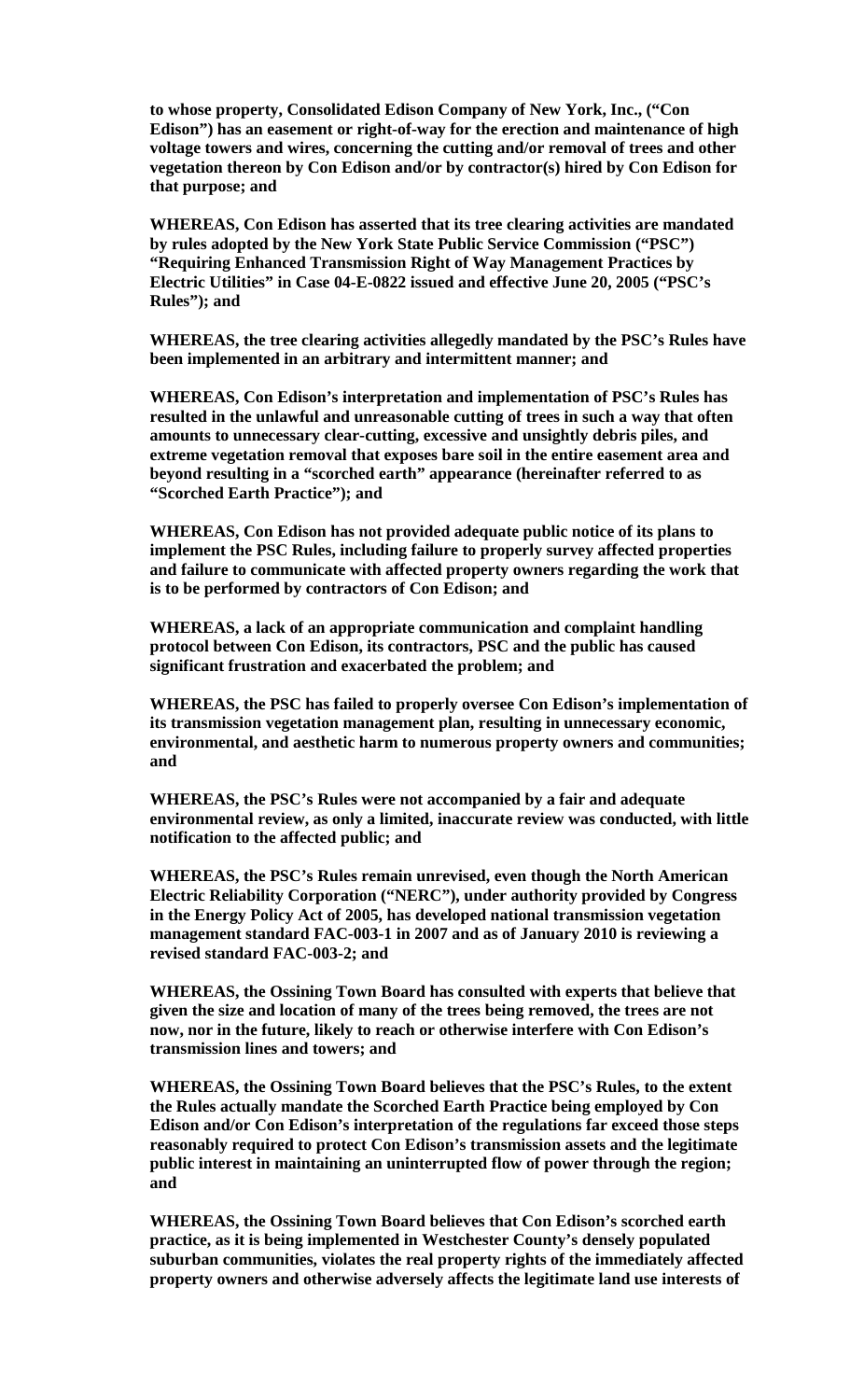**to whose property, Consolidated Edison Company of New York, Inc., ("Con Edison") has an easement or right-of-way for the erection and maintenance of high voltage towers and wires, concerning the cutting and/or removal of trees and other vegetation thereon by Con Edison and/or by contractor(s) hired by Con Edison for that purpose; and**

**WHEREAS, Con Edison has asserted that its tree clearing activities are mandated by rules adopted by the New York State Public Service Commission ("PSC") "Requiring Enhanced Transmission Right of Way Management Practices by Electric Utilities" in Case 04-E-0822 issued and effective June 20, 2005 ("PSC's Rules"); and**

**WHEREAS, the tree clearing activities allegedly mandated by the PSC's Rules have been implemented in an arbitrary and intermittent manner; and**

**WHEREAS, Con Edison's interpretation and implementation of PSC's Rules has resulted in the unlawful and unreasonable cutting of trees in such a way that often amounts to unnecessary clear-cutting, excessive and unsightly debris piles, and extreme vegetation removal that exposes bare soil in the entire easement area and beyond resulting in a "scorched earth" appearance (hereinafter referred to as "Scorched Earth Practice"); and**

**WHEREAS, Con Edison has not provided adequate public notice of its plans to implement the PSC Rules, including failure to properly survey affected properties and failure to communicate with affected property owners regarding the work that is to be performed by contractors of Con Edison; and**

**WHEREAS, a lack of an appropriate communication and complaint handling protocol between Con Edison, its contractors, PSC and the public has caused significant frustration and exacerbated the problem; and**

**WHEREAS, the PSC has failed to properly oversee Con Edison's implementation of its transmission vegetation management plan, resulting in unnecessary economic, environmental, and aesthetic harm to numerous property owners and communities; and**

**WHEREAS, the PSC's Rules were not accompanied by a fair and adequate environmental review, as only a limited, inaccurate review was conducted, with little notification to the affected public; and**

**WHEREAS, the PSC's Rules remain unrevised, even though the North American Electric Reliability Corporation ("NERC"), under authority provided by Congress in the Energy Policy Act of 2005, has developed national transmission vegetation management standard FAC-003-1 in 2007 and as of January 2010 is reviewing a revised standard FAC-003-2; and**

**WHEREAS, the Ossining Town Board has consulted with experts that believe that given the size and location of many of the trees being removed, the trees are not now, nor in the future, likely to reach or otherwise interfere with Con Edison's transmission lines and towers; and**

**WHEREAS, the Ossining Town Board believes that the PSC's Rules, to the extent the Rules actually mandate the Scorched Earth Practice being employed by Con Edison and/or Con Edison's interpretation of the regulations far exceed those steps reasonably required to protect Con Edison's transmission assets and the legitimate public interest in maintaining an uninterrupted flow of power through the region; and**

**WHEREAS, the Ossining Town Board believes that Con Edison's scorched earth practice, as it is being implemented in Westchester County's densely populated suburban communities, violates the real property rights of the immediately affected property owners and otherwise adversely affects the legitimate land use interests of**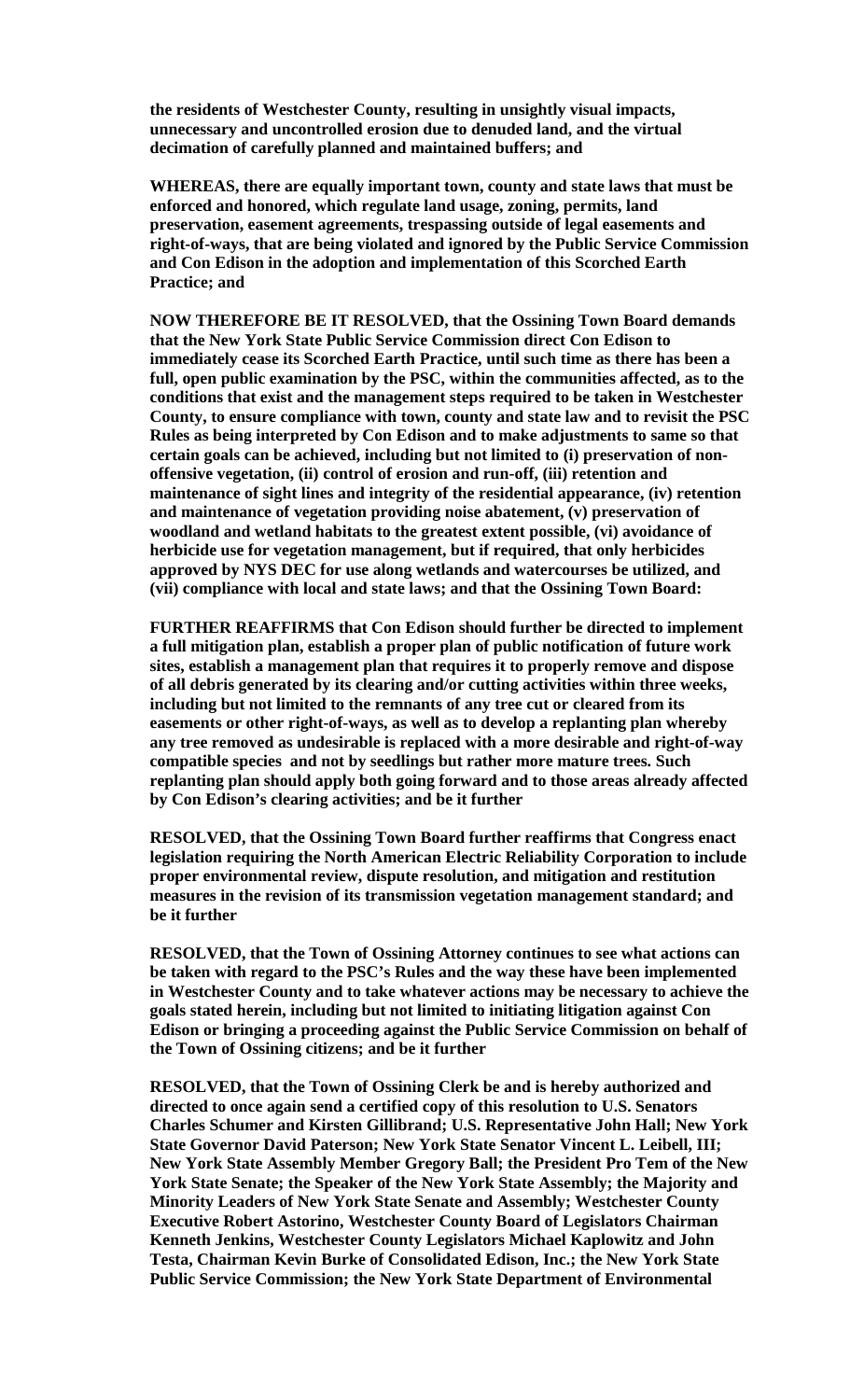**the residents of Westchester County, resulting in unsightly visual impacts, unnecessary and uncontrolled erosion due to denuded land, and the virtual decimation of carefully planned and maintained buffers; and**

**WHEREAS, there are equally important town, county and state laws that must be enforced and honored, which regulate land usage, zoning, permits, land preservation, easement agreements, trespassing outside of legal easements and right-of-ways, that are being violated and ignored by the Public Service Commission and Con Edison in the adoption and implementation of this Scorched Earth Practice; and**

**NOW THEREFORE BE IT RESOLVED, that the Ossining Town Board demands that the New York State Public Service Commission direct Con Edison to immediately cease its Scorched Earth Practice, until such time as there has been a full, open public examination by the PSC, within the communities affected, as to the conditions that exist and the management steps required to be taken in Westchester County, to ensure compliance with town, county and state law and to revisit the PSC Rules as being interpreted by Con Edison and to make adjustments to same so that certain goals can be achieved, including but not limited to (i) preservation of non-offensive vegetation, (ii) control of erosion and run-off, (iii) retention and maintenance of sight lines and integrity of the residential appearance, (iv) retention and maintenance of vegetation providing noise abatement, (v) preservation of woodland and wetland habitats to the greatest extent possible, (vi) avoidance of herbicide use for vegetation management, but if required, that only herbicides approved by NYS DEC for use along wetlands and watercourses be utilized, and (vii) compliance with local and state laws; and that the Ossining Town Board:**

**FURTHER REAFFIRMS that Con Edison should further be directed to implement a full mitigation plan, establish a proper plan of public notification of future work sites, establish a management plan that requires it to properly remove and dispose of all debris generated by its clearing and/or cutting activities within three weeks, including but not limited to the remnants of any tree cut or cleared from its easements or other right-of-ways, as well as to develop a replanting plan whereby any tree removed as undesirable is replaced with a more desirable and right-of-way compatible species and not by seedlings but rather more mature trees. Such replanting plan should apply both going forward and to those areas already affected by Con Edison's clearing activities; and be it further**

**RESOLVED, that the Ossining Town Board further reaffirms that Congress enact legislation requiring the North American Electric Reliability Corporation to include proper environmental review, dispute resolution, and mitigation and restitution measures in the revision of its transmission vegetation management standard; and be it further**

**RESOLVED, that the Town of Ossining Attorney continues to see what actions can be taken with regard to the PSC's Rules and the way these have been implemented in Westchester County and to take whatever actions may be necessary to achieve the goals stated herein, including but not limited to initiating litigation against Con Edison or bringing a proceeding against the Public Service Commission on behalf of the Town of Ossining citizens; and be it further**

**RESOLVED, that the Town of Ossining Clerk be and is hereby authorized and directed to once again send a certified copy of this resolution to U.S. Senators Charles Schumer and Kirsten Gillibrand; U.S. Representative John Hall; New York State Governor David Paterson; New York State Senator Vincent L. Leibell, III; New York State Assembly Member Gregory Ball; the President Pro Tem of the New York State Senate; the Speaker of the New York State Assembly; the Majority and Minority Leaders of New York State Senate and Assembly; Westchester County Executive Robert Astorino, Westchester County Board of Legislators Chairman Kenneth Jenkins, Westchester County Legislators Michael Kaplowitz and John Testa, Chairman Kevin Burke of Consolidated Edison, Inc.; the New York State Public Service Commission; the New York State Department of Environmental**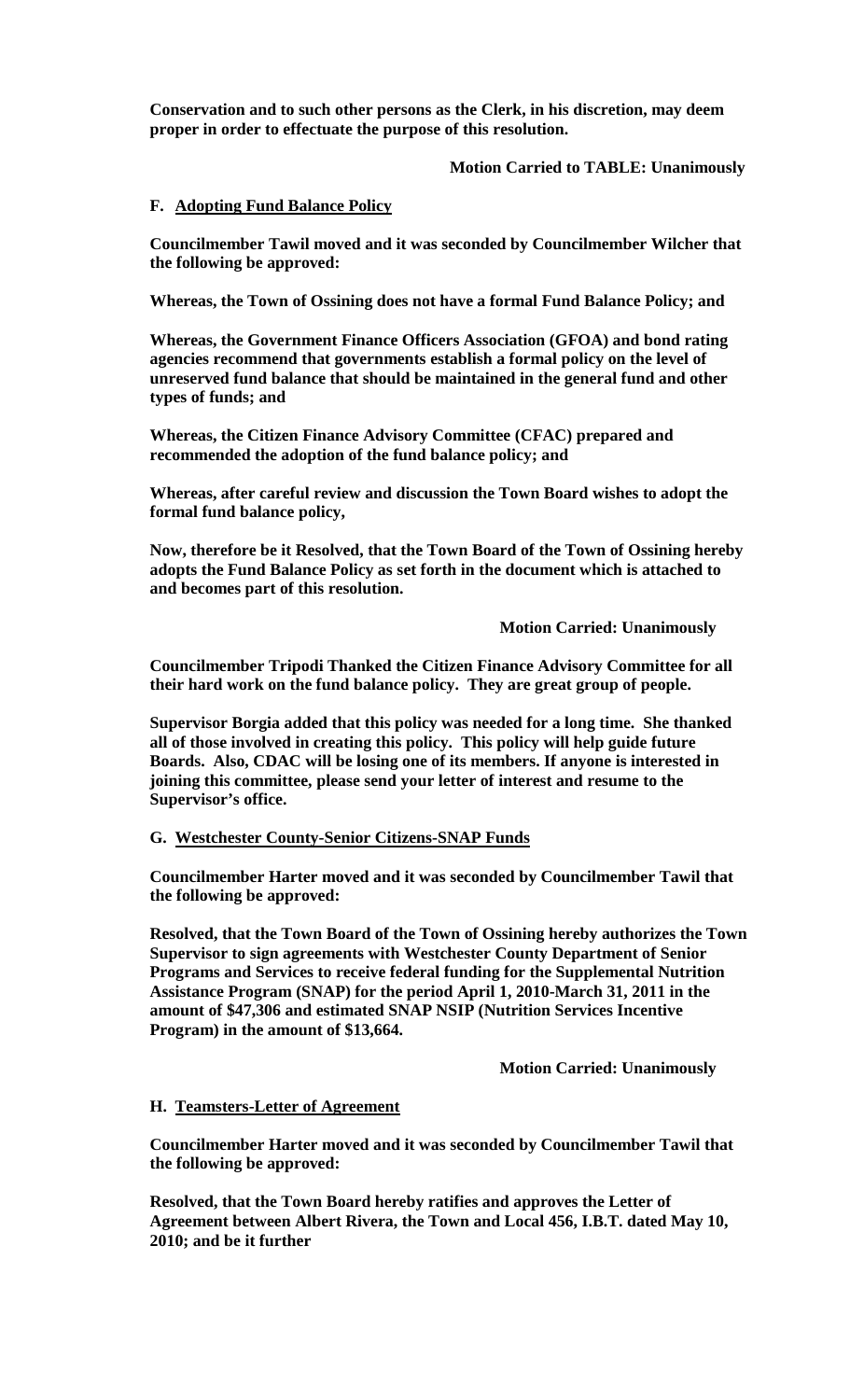**Conservation and to such other persons as the Clerk, in his discretion, may deem proper in order to effectuate the purpose of this resolution.**

**Motion Carried to TABLE: Unanimously**

**F. <u>Adopting Fund Balance Policy</u>**

**Councilmember Tawil moved and it was seconded by Councilmember Wilcher that the following be approved:**

**Whereas, the Town of Ossining does not have a formal Fund Balance Policy; and**

**Whereas, the Government Finance Officers Association (GFOA) and bond rating agencies recommend that governments establish a formal policy on the level of unreserved fund balance that should be maintained in the general fund and other types of funds; and**

**Whereas, the Citizen Finance Advisory Committee (CFAC) prepared and recommended the adoption of the fund balance policy; and**

**Whereas, after careful review and discussion the Town Board wishes to adopt the formal fund balance policy,**

**Now, therefore be it Resolved, that the Town Board of the Town of Ossining hereby adopts the Fund Balance Policy as set forth in the document which is attached to and becomes part of this resolution.**

**Motion Carried: Unanimously**

**Councilmember Tripodi Thanked the Citizen Finance Advisory Committee for all their hard work on the fund balance policy. They are great group of people.**

**Supervisor Borgia added that this policy was needed for a long time. She thanked all of those involved in creating this policy. This policy will help guide future Boards. Also, CDAC will be losing one of its members. If anyone is interested in joining this committee, please send your letter of interest and resume to the Supervisor's office.**

**G. <u>Westchester County-Senior Citizens-SNAP Funds</u>**

**Councilmember Harter moved and it was seconded by Councilmember Tawil that the following be approved:**

**Resolved, that the Town Board of the Town of Ossining hereby authorizes the Town Supervisor to sign agreements with Westchester County Department of Senior Programs and Services to receive federal funding for the Supplemental Nutrition Assistance Program (SNAP) for the period April 1, 2010-March 31, 2011 in the amount of $47,306 and estimated SNAP NSIP (Nutrition Services Incentive Program) in the amount of $13,664.**

**Motion Carried: Unanimously**

**H. <u>Teamsters-Letter of Agreement</u>**

**Councilmember Harter moved and it was seconded by Councilmember Tawil that the following be approved:**

**Resolved, that the Town Board hereby ratifies and approves the Letter of Agreement between Albert Rivera, the Town and Local 456, I.B.T. dated May 10, 2010; and be it further**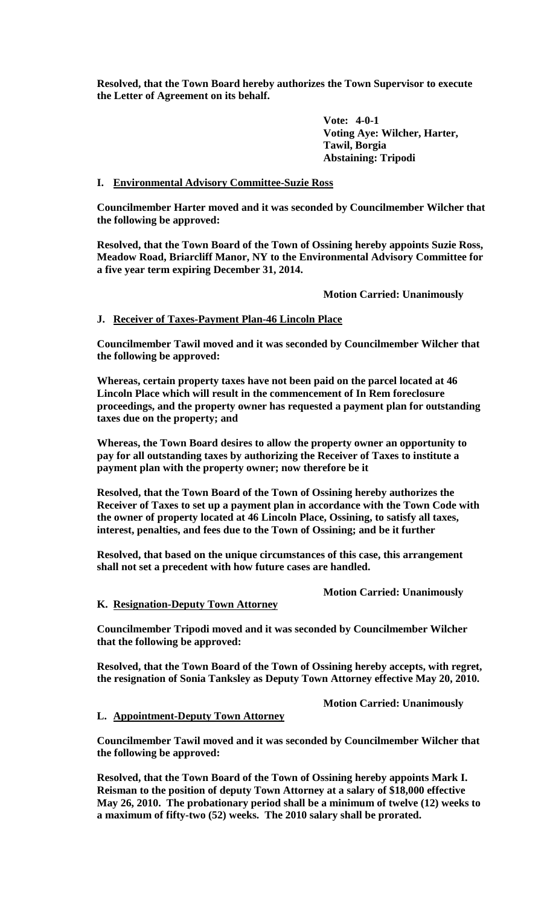**Resolved, that the Town Board hereby authorizes the Town Supervisor to execute the Letter of Agreement on its behalf.**

**Vote: 4-0-1**
**Voting Aye: Wilcher, Harter, Tawil, Borgia**
**Abstaining: Tripodi**

**I. Environmental Advisory Committee-Suzie Ross**

**Councilmember Harter moved and it was seconded by Councilmember Wilcher that the following be approved:**

**Resolved, that the Town Board of the Town of Ossining hereby appoints Suzie Ross, Meadow Road, Briarcliff Manor, NY to the Environmental Advisory Committee for a five year term expiring December 31, 2014.**

**Motion Carried: Unanimously**

**J. Receiver of Taxes-Payment Plan-46 Lincoln Place**

**Councilmember Tawil moved and it was seconded by Councilmember Wilcher that the following be approved:**

**Whereas, certain property taxes have not been paid on the parcel located at 46 Lincoln Place which will result in the commencement of In Rem foreclosure proceedings, and the property owner has requested a payment plan for outstanding taxes due on the property; and**

**Whereas, the Town Board desires to allow the property owner an opportunity to pay for all outstanding taxes by authorizing the Receiver of Taxes to institute a payment plan with the property owner; now therefore be it**

**Resolved, that the Town Board of the Town of Ossining hereby authorizes the Receiver of Taxes to set up a payment plan in accordance with the Town Code with the owner of property located at 46 Lincoln Place, Ossining, to satisfy all taxes, interest, penalties, and fees due to the Town of Ossining; and be it further**

**Resolved, that based on the unique circumstances of this case, this arrangement shall not set a precedent with how future cases are handled.**

**Motion Carried: Unanimously**

**K. Resignation-Deputy Town Attorney**

**Councilmember Tripodi moved and it was seconded by Councilmember Wilcher that the following be approved:**

**Resolved, that the Town Board of the Town of Ossining hereby accepts, with regret, the resignation of Sonia Tanksley as Deputy Town Attorney effective May 20, 2010.**

**Motion Carried: Unanimously**

**L. Appointment-Deputy Town Attorney**

**Councilmember Tawil moved and it was seconded by Councilmember Wilcher that the following be approved:**

**Resolved, that the Town Board of the Town of Ossining hereby appoints Mark I. Reisman to the position of deputy Town Attorney at a salary of $18,000 effective May 26, 2010. The probationary period shall be a minimum of twelve (12) weeks to a maximum of fifty-two (52) weeks. The 2010 salary shall be prorated.**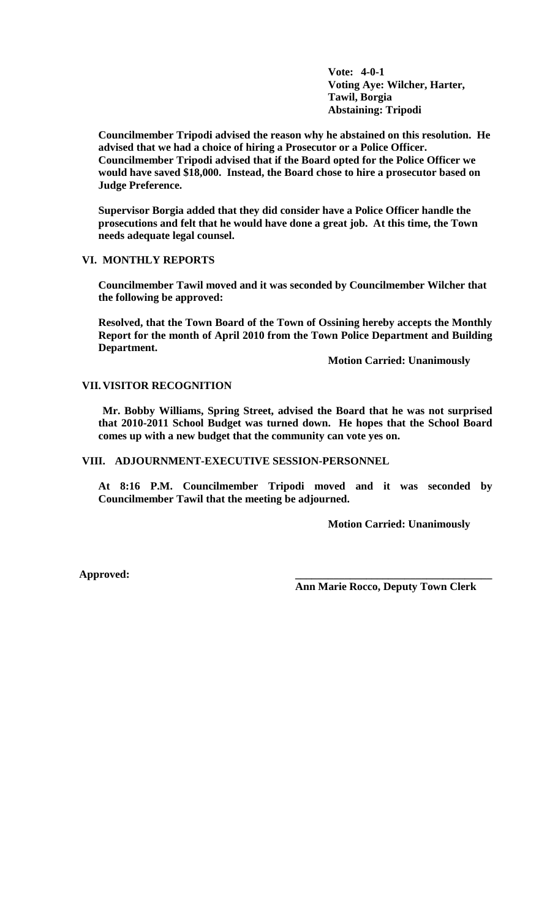**Vote: 4-0-1**
**Voting Aye: Wilcher, Harter, Tawil, Borgia**
**Abstaining: Tripodi**

**Councilmember Tripodi advised the reason why he abstained on this resolution. He advised that we had a choice of hiring a Prosecutor or a Police Officer. Councilmember Tripodi advised that if the Board opted for the Police Officer we would have saved $18,000. Instead, the Board chose to hire a prosecutor based on Judge Preference.**

**Supervisor Borgia added that they did consider have a Police Officer handle the prosecutions and felt that he would have done a great job. At this time, the Town needs adequate legal counsel.**

## VI. MONTHLY REPORTS

**Councilmember Tawil moved and it was seconded by Councilmember Wilcher that the following be approved:**

**Resolved, that the Town Board of the Town of Ossining hereby accepts the Monthly Report for the month of April 2010 from the Town Police Department and Building Department.**

**Motion Carried: Unanimously**

## VII. VISITOR RECOGNITION

**Mr. Bobby Williams, Spring Street, advised the Board that he was not surprised that 2010-2011 School Budget was turned down. He hopes that the School Board comes up with a new budget that the community can vote yes on.**

## VIII. ADJOURNMENT-EXECUTIVE SESSION-PERSONNEL

**At 8:16 P.M. Councilmember Tripodi moved and it was seconded by Councilmember Tawil that the meeting be adjourned.**

**Motion Carried: Unanimously**

**Approved:** ____________________________________

**Ann Marie Rocco, Deputy Town Clerk**